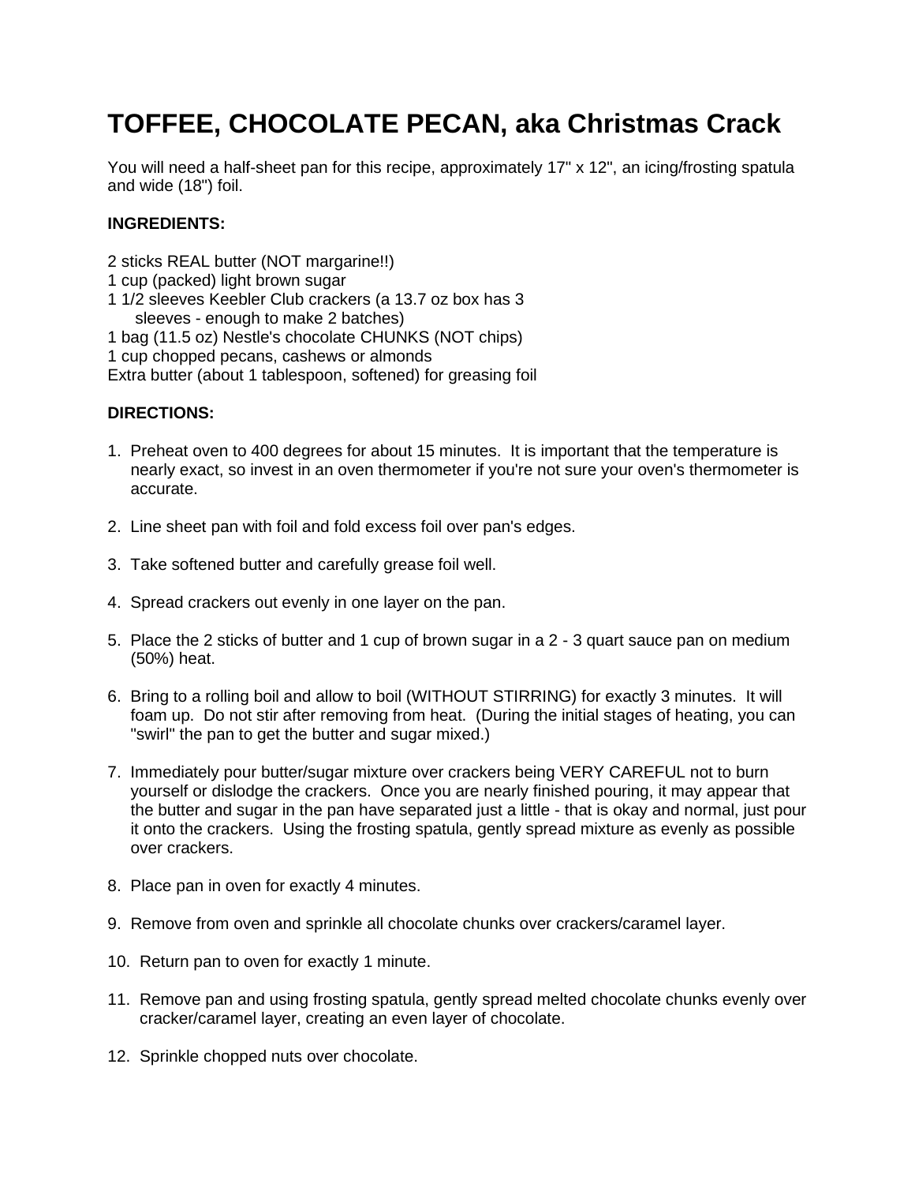# TOFFEE, CHOCOLATE PECAN, aka Christmas Crack

You will need a half-sheet pan for this recipe, approximately 17" x 12", an icing/frosting spatula and wide (18") foil.

**INGREDIENTS:**

2 sticks REAL butter (NOT margarine!!)
1 cup (packed) light brown sugar
1 1/2 sleeves Keebler Club crackers (a 13.7 oz box has 3 sleeves - enough to make 2 batches)
1 bag (11.5 oz) Nestle's chocolate CHUNKS (NOT chips)
1 cup chopped pecans, cashews or almonds
Extra butter (about 1 tablespoon, softened) for greasing foil

**DIRECTIONS:**

1. Preheat oven to 400 degrees for about 15 minutes. It is important that the temperature is nearly exact, so invest in an oven thermometer if you're not sure your oven's thermometer is accurate.

2. Line sheet pan with foil and fold excess foil over pan's edges.

3. Take softened butter and carefully grease foil well.

4. Spread crackers out evenly in one layer on the pan.

5. Place the 2 sticks of butter and 1 cup of brown sugar in a 2 - 3 quart sauce pan on medium (50%) heat.

6. Bring to a rolling boil and allow to boil (WITHOUT STIRRING) for exactly 3 minutes. It will foam up. Do not stir after removing from heat. (During the initial stages of heating, you can "swirl" the pan to get the butter and sugar mixed.)

7. Immediately pour butter/sugar mixture over crackers being VERY CAREFUL not to burn yourself or dislodge the crackers. Once you are nearly finished pouring, it may appear that the butter and sugar in the pan have separated just a little - that is okay and normal, just pour it onto the crackers. Using the frosting spatula, gently spread mixture as evenly as possible over crackers.

8. Place pan in oven for exactly 4 minutes.

9. Remove from oven and sprinkle all chocolate chunks over crackers/caramel layer.

10. Return pan to oven for exactly 1 minute.

11. Remove pan and using frosting spatula, gently spread melted chocolate chunks evenly over cracker/caramel layer, creating an even layer of chocolate.

12. Sprinkle chopped nuts over chocolate.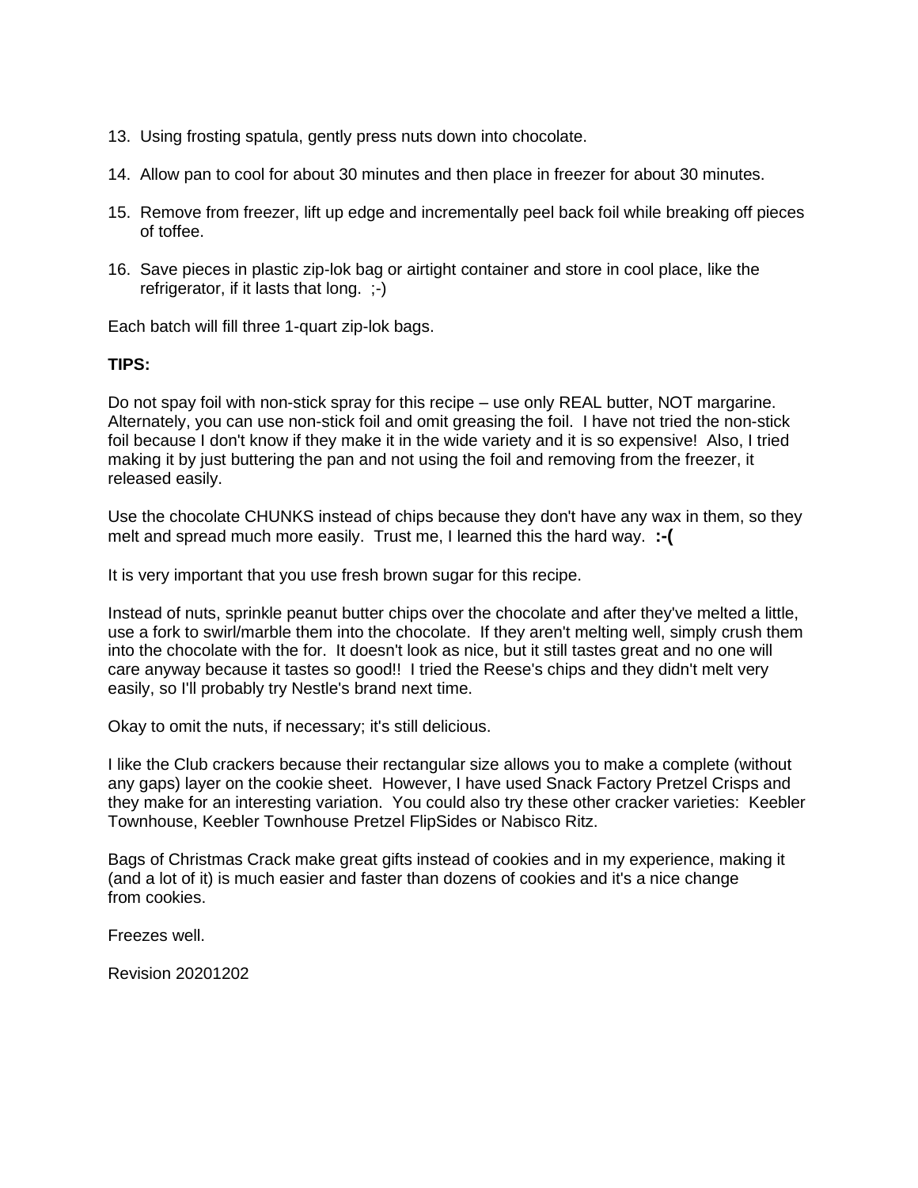13. Using frosting spatula, gently press nuts down into chocolate.

14. Allow pan to cool for about 30 minutes and then place in freezer for about 30 minutes.

15. Remove from freezer, lift up edge and incrementally peel back foil while breaking off pieces of toffee.

16. Save pieces in plastic zip-lok bag or airtight container and store in cool place, like the refrigerator, if it lasts that long.  ;-)

Each batch will fill three 1-quart zip-lok bags.

**TIPS:**

Do not spay foil with non-stick spray for this recipe – use only REAL butter, NOT margarine. Alternately, you can use non-stick foil and omit greasing the foil.  I have not tried the non-stick foil because I don't know if they make it in the wide variety and it is so expensive!  Also, I tried making it by just buttering the pan and not using the foil and removing from the freezer, it released easily.

Use the chocolate CHUNKS instead of chips because they don't have any wax in them, so they melt and spread much more easily.  Trust me, I learned this the hard way.  **:-(**

It is very important that you use fresh brown sugar for this recipe.

Instead of nuts, sprinkle peanut butter chips over the chocolate and after they've melted a little, use a fork to swirl/marble them into the chocolate.  If they aren't melting well, simply crush them into the chocolate with the for.  It doesn't look as nice, but it still tastes great and no one will care anyway because it tastes so good!!  I tried the Reese's chips and they didn't melt very easily, so I'll probably try Nestle's brand next time.

Okay to omit the nuts, if necessary; it's still delicious.

I like the Club crackers because their rectangular size allows you to make a complete (without any gaps) layer on the cookie sheet.  However, I have used Snack Factory Pretzel Crisps and they make for an interesting variation.  You could also try these other cracker varieties:  Keebler Townhouse, Keebler Townhouse Pretzel FlipSides or Nabisco Ritz.

Bags of Christmas Crack make great gifts instead of cookies and in my experience, making it (and a lot of it) is much easier and faster than dozens of cookies and it's a nice change from cookies.

Freezes well.

Revision 20201202